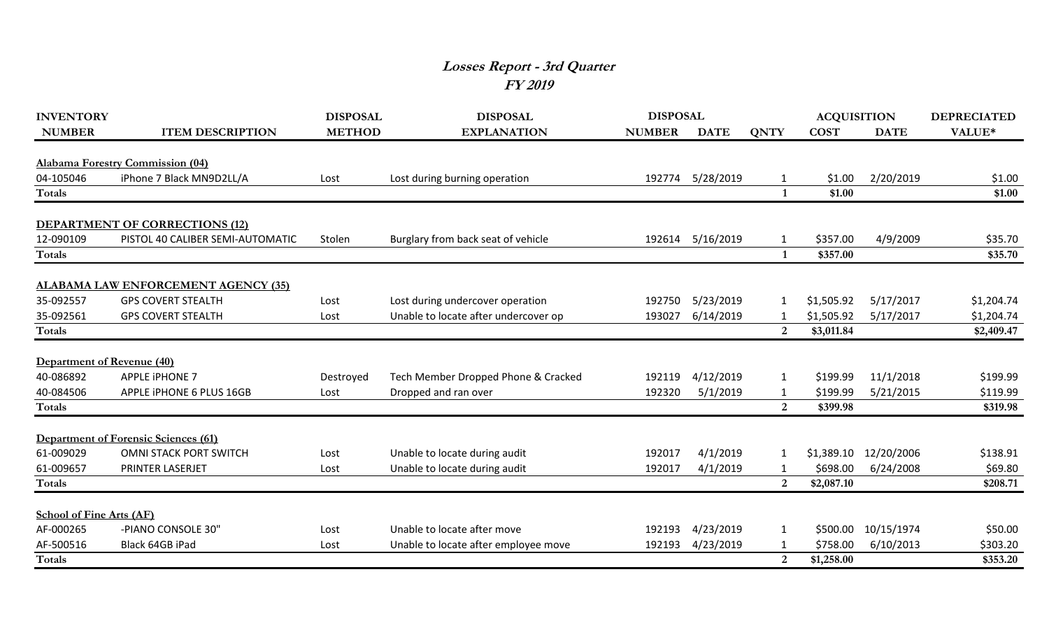# *Losses Report - 3rd Quarter*
## *FY 2019*

| INVENTORY NUMBER | ITEM DESCRIPTION | DISPOSAL METHOD | DISPOSAL EXPLANATION | DISPOSAL NUMBER | DISPOSAL DATE | QNTY | ACQUISITION COST | ACQUISITION DATE | DEPRECIATED VALUE* |
|---|---|---|---|---|---|---|---|---|---|
| **Alabama Forestry Commission (04)** | | | | | | | | | |
| 04-105046 | iPhone 7 Black MN9D2LL/A | Lost | Lost during burning operation | 192774 | 5/28/2019 | 1 | $1.00 | 2/20/2019 | $1.00 |
| **Totals** | | | | | | **1** | **$1.00** | | **$1.00** |
| **DEPARTMENT OF CORRECTIONS (12)** | | | | | | | | | |
| 12-090109 | PISTOL 40 CALIBER SEMI-AUTOMATIC | Stolen | Burglary from back seat of vehicle | 192614 | 5/16/2019 | 1 | $357.00 | 4/9/2009 | $35.70 |
| **Totals** | | | | | | **1** | **$357.00** | | **$35.70** |
| **ALABAMA LAW ENFORCEMENT AGENCY (35)** | | | | | | | | | |
| 35-092557 | GPS COVERT STEALTH | Lost | Lost during undercover operation | 192750 | 5/23/2019 | 1 | $1,505.92 | 5/17/2017 | $1,204.74 |
| 35-092561 | GPS COVERT STEALTH | Lost | Unable to locate after undercover op | 193027 | 6/14/2019 | 1 | $1,505.92 | 5/17/2017 | $1,204.74 |
| **Totals** | | | | | | **2** | **$3,011.84** | | **$2,409.47** |
| **Department of Revenue (40)** | | | | | | | | | |
| 40-086892 | APPLE iPHONE 7 | Destroyed | Tech Member Dropped Phone & Cracked | 192119 | 4/12/2019 | 1 | $199.99 | 11/1/2018 | $199.99 |
| 40-084506 | APPLE iPHONE 6 PLUS 16GB | Lost | Dropped and ran over | 192320 | 5/1/2019 | 1 | $199.99 | 5/21/2015 | $119.99 |
| **Totals** | | | | | | **2** | **$399.98** | | **$319.98** |
| **Department of Forensic Sciences (61)** | | | | | | | | | |
| 61-009029 | OMNI STACK PORT SWITCH | Lost | Unable to locate during audit | 192017 | 4/1/2019 | 1 | $1,389.10 | 12/20/2006 | $138.91 |
| 61-009657 | PRINTER LASERJET | Lost | Unable to locate during audit | 192017 | 4/1/2019 | 1 | $698.00 | 6/24/2008 | $69.80 |
| **Totals** | | | | | | **2** | **$2,087.10** | | **$208.71** |
| **School of Fine Arts (AF)** | | | | | | | | | |
| AF-000265 | -PIANO CONSOLE 30" | Lost | Unable to locate after move | 192193 | 4/23/2019 | 1 | $500.00 | 10/15/1974 | $50.00 |
| AF-500516 | Black 64GB iPad | Lost | Unable to locate after employee move | 192193 | 4/23/2019 | 1 | $758.00 | 6/10/2013 | $303.20 |
| **Totals** | | | | | | **2** | **$1,258.00** | | **$353.20** |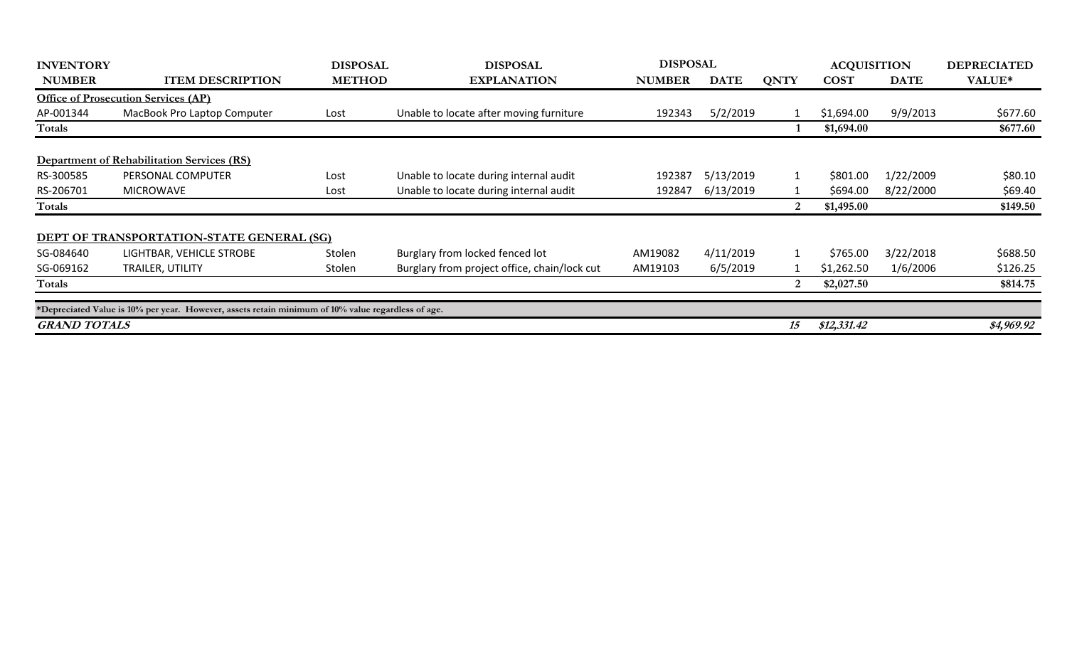| INVENTORY NUMBER | ITEM DESCRIPTION | DISPOSAL METHOD | DISPOSAL EXPLANATION | DISPOSAL NUMBER | DISPOSAL DATE | QNTY | ACQUISITION COST | ACQUISITION DATE | DEPRECIATED VALUE* |
|---|---|---|---|---|---|---|---|---|---|
| **Office of Prosecution Services (AP)** | | | | | | | | | |
| AP-001344 | MacBook Pro Laptop Computer | Lost | Unable to locate after moving furniture | 192343 | 5/2/2019 | 1 | $1,694.00 | 9/9/2013 | $677.60 |
| **Totals** | | | | | | **1** | **$1,694.00** | | **$677.60** |
| **Department of Rehabilitation Services (RS)** | | | | | | | | | |
| RS-300585 | PERSONAL COMPUTER | Lost | Unable to locate during internal audit | 192387 | 5/13/2019 | 1 | $801.00 | 1/22/2009 | $80.10 |
| RS-206701 | MICROWAVE | Lost | Unable to locate during internal audit | 192847 | 6/13/2019 | 1 | $694.00 | 8/22/2000 | $69.40 |
| **Totals** | | | | | | **2** | **$1,495.00** | | **$149.50** |
| **DEPT OF TRANSPORTATION-STATE GENERAL (SG)** | | | | | | | | | |
| SG-084640 | LIGHTBAR, VEHICLE STROBE | Stolen | Burglary from locked fenced lot | AM19082 | 4/11/2019 | 1 | $765.00 | 3/22/2018 | $688.50 |
| SG-069162 | TRAILER, UTILITY | Stolen | Burglary from project office, chain/lock cut | AM19103 | 6/5/2019 | 1 | $1,262.50 | 1/6/2006 | $126.25 |
| **Totals** | | | | | | **2** | **$2,027.50** | | **$814.75** |
| ***GRAND TOTALS*** | | | | | | ***15*** | ***$12,331.42*** | | ***$4,969.92*** |

**\*Depreciated Value is 10% per year. However, assets retain minimum of 10% value regardless of age.**